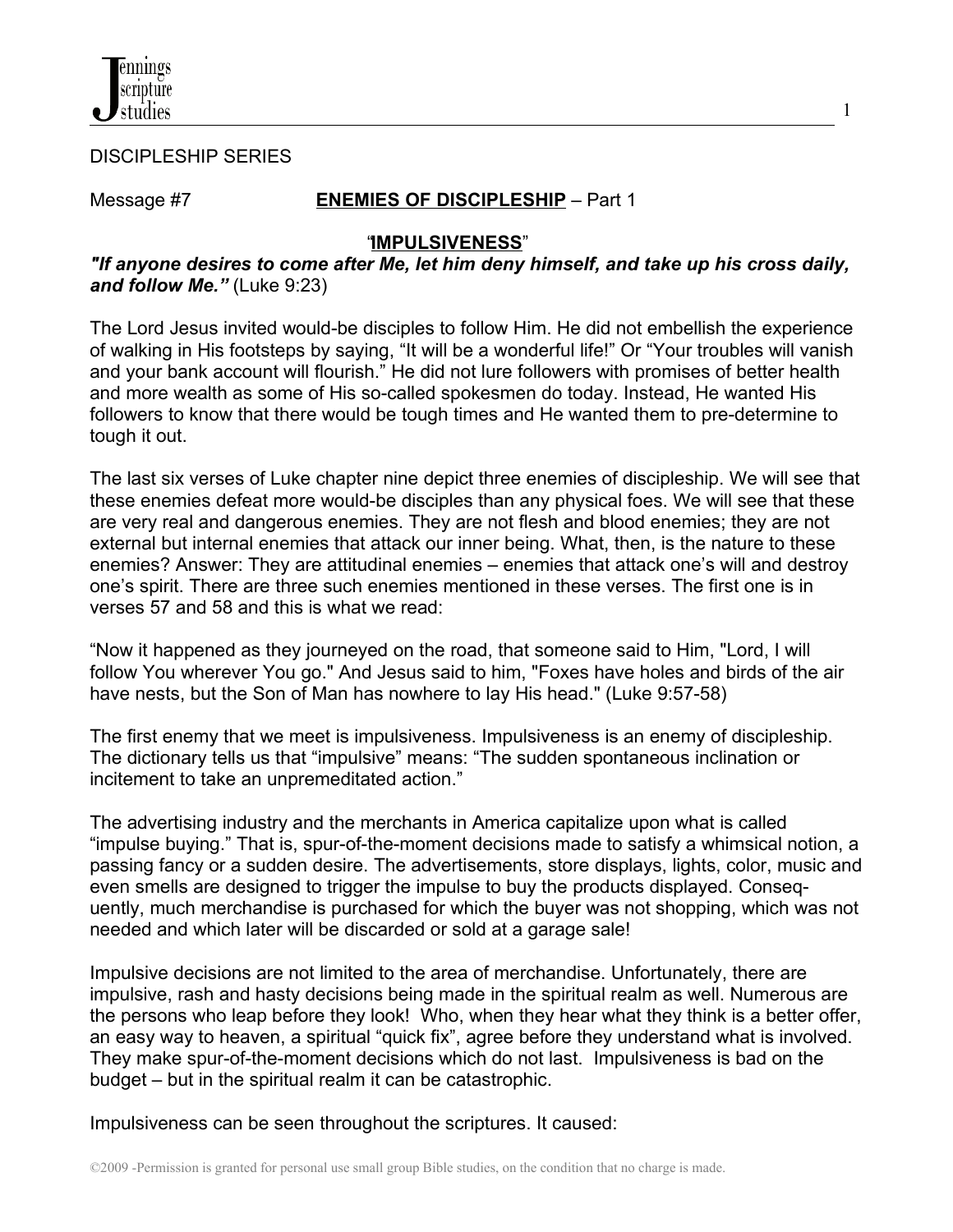DISCIPLESHIP SERIES

Message #7 **ENEMIES OF DISCIPLESHIP** – Part 1

"**IMPULSIVENESS**"

***"If anyone desires to come after Me, let him deny himself, and take up his cross daily, and follow Me."*** (Luke 9:23)

The Lord Jesus invited would-be disciples to follow Him. He did not embellish the experience of walking in His footsteps by saying, "It will be a wonderful life!" Or "Your troubles will vanish and your bank account will flourish." He did not lure followers with promises of better health and more wealth as some of His so-called spokesmen do today. Instead, He wanted His followers to know that there would be tough times and He wanted them to pre-determine to tough it out.

The last six verses of Luke chapter nine depict three enemies of discipleship. We will see that these enemies defeat more would-be disciples than any physical foes. We will see that these are very real and dangerous enemies. They are not flesh and blood enemies; they are not external but internal enemies that attack our inner being. What, then, is the nature to these enemies? Answer: They are attitudinal enemies – enemies that attack one's will and destroy one's spirit. There are three such enemies mentioned in these verses. The first one is in verses 57 and 58 and this is what we read:

"Now it happened as they journeyed on the road, that someone said to Him, "Lord, I will follow You wherever You go." And Jesus said to him, "Foxes have holes and birds of the air have nests, but the Son of Man has nowhere to lay His head." (Luke 9:57-58)

The first enemy that we meet is impulsiveness. Impulsiveness is an enemy of discipleship. The dictionary tells us that "impulsive" means: "The sudden spontaneous inclination or incitement to take an unpremeditated action."

The advertising industry and the merchants in America capitalize upon what is called "impulse buying." That is, spur-of-the-moment decisions made to satisfy a whimsical notion, a passing fancy or a sudden desire. The advertisements, store displays, lights, color, music and even smells are designed to trigger the impulse to buy the products displayed. Consequently, much merchandise is purchased for which the buyer was not shopping, which was not needed and which later will be discarded or sold at a garage sale!

Impulsive decisions are not limited to the area of merchandise. Unfortunately, there are impulsive, rash and hasty decisions being made in the spiritual realm as well. Numerous are the persons who leap before they look! Who, when they hear what they think is a better offer, an easy way to heaven, a spiritual "quick fix", agree before they understand what is involved. They make spur-of-the-moment decisions which do not last. Impulsiveness is bad on the budget – but in the spiritual realm it can be catastrophic.

Impulsiveness can be seen throughout the scriptures. It caused: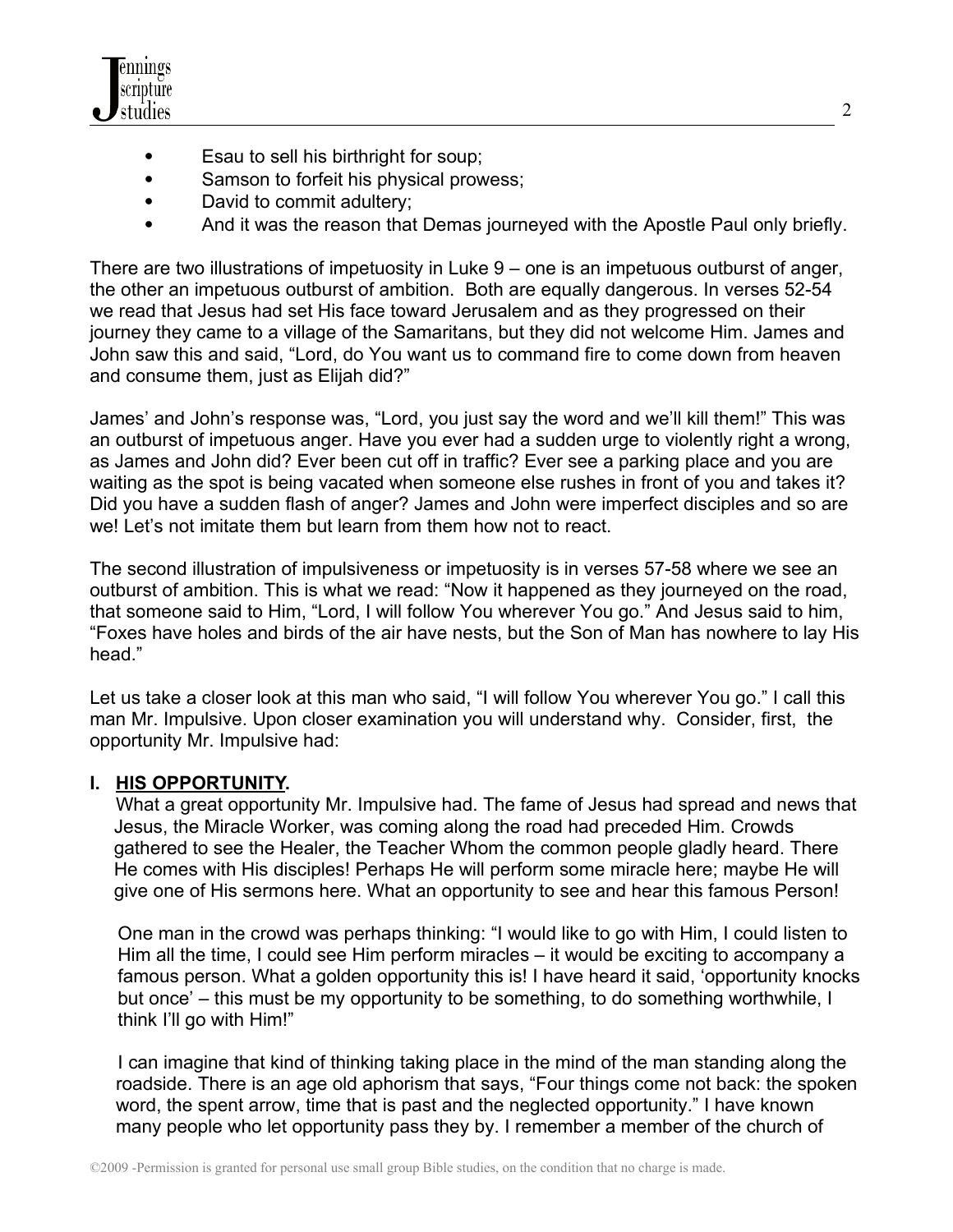- Esau to sell his birthright for soup;
- Samson to forfeit his physical prowess;
- David to commit adultery;
- And it was the reason that Demas journeyed with the Apostle Paul only briefly.

There are two illustrations of impetuosity in Luke 9 – one is an impetuous outburst of anger, the other an impetuous outburst of ambition. Both are equally dangerous. In verses 52-54 we read that Jesus had set His face toward Jerusalem and as they progressed on their journey they came to a village of the Samaritans, but they did not welcome Him. James and John saw this and said, "Lord, do You want us to command fire to come down from heaven and consume them, just as Elijah did?"

James' and John's response was, "Lord, you just say the word and we'll kill them!" This was an outburst of impetuous anger. Have you ever had a sudden urge to violently right a wrong, as James and John did? Ever been cut off in traffic? Ever see a parking place and you are waiting as the spot is being vacated when someone else rushes in front of you and takes it? Did you have a sudden flash of anger? James and John were imperfect disciples and so are we! Let's not imitate them but learn from them how not to react.

The second illustration of impulsiveness or impetuosity is in verses 57-58 where we see an outburst of ambition. This is what we read: "Now it happened as they journeyed on the road, that someone said to Him, "Lord, I will follow You wherever You go." And Jesus said to him, "Foxes have holes and birds of the air have nests, but the Son of Man has nowhere to lay His head."

Let us take a closer look at this man who said, "I will follow You wherever You go." I call this man Mr. Impulsive. Upon closer examination you will understand why. Consider, first, the opportunity Mr. Impulsive had:

**I. <u>HIS OPPORTUNITY</u>.**

What a great opportunity Mr. Impulsive had. The fame of Jesus had spread and news that Jesus, the Miracle Worker, was coming along the road had preceded Him. Crowds gathered to see the Healer, the Teacher Whom the common people gladly heard. There He comes with His disciples! Perhaps He will perform some miracle here; maybe He will give one of His sermons here. What an opportunity to see and hear this famous Person!

One man in the crowd was perhaps thinking: "I would like to go with Him, I could listen to Him all the time, I could see Him perform miracles – it would be exciting to accompany a famous person. What a golden opportunity this is! I have heard it said, 'opportunity knocks but once' – this must be my opportunity to be something, to do something worthwhile, I think I'll go with Him!"

I can imagine that kind of thinking taking place in the mind of the man standing along the roadside. There is an age old aphorism that says, "Four things come not back: the spoken word, the spent arrow, time that is past and the neglected opportunity." I have known many people who let opportunity pass they by. I remember a member of the church of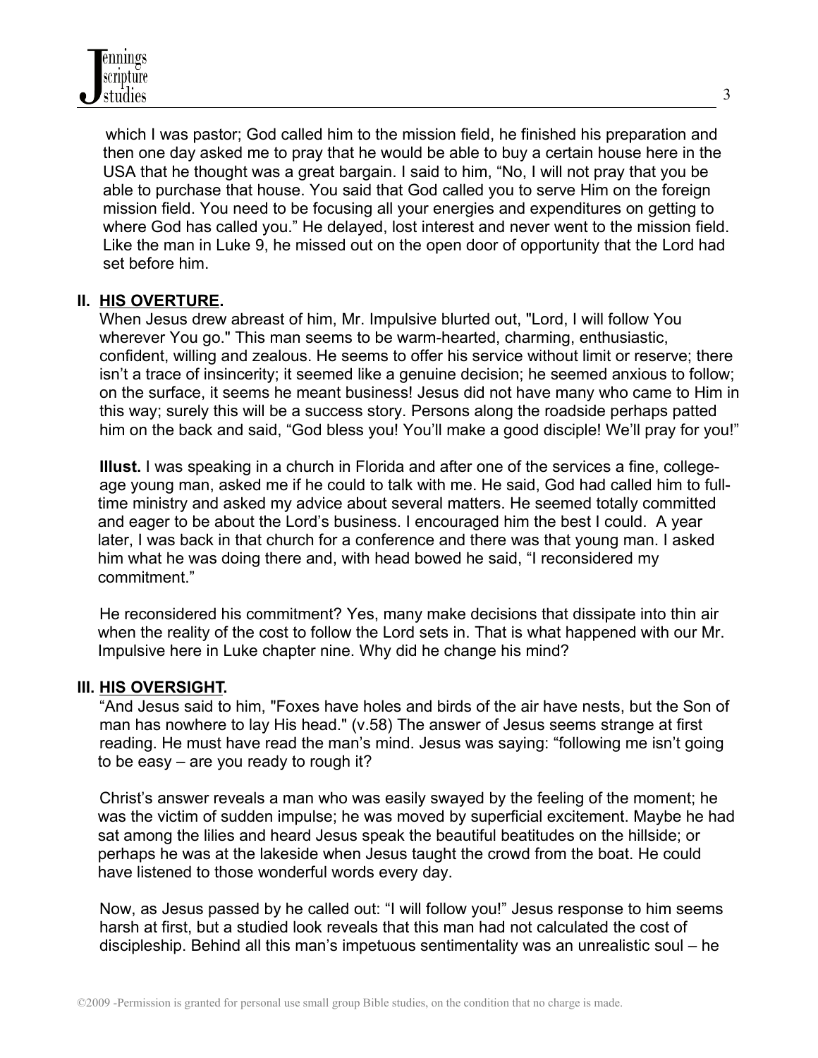which I was pastor; God called him to the mission field, he finished his preparation and then one day asked me to pray that he would be able to buy a certain house here in the USA that he thought was a great bargain. I said to him, "No, I will not pray that you be able to purchase that house. You said that God called you to serve Him on the foreign mission field. You need to be focusing all your energies and expenditures on getting to where God has called you." He delayed, lost interest and never went to the mission field. Like the man in Luke 9, he missed out on the open door of opportunity that the Lord had set before him.

## II. HIS OVERTURE.

When Jesus drew abreast of him, Mr. Impulsive blurted out, "Lord, I will follow You wherever You go." This man seems to be warm-hearted, charming, enthusiastic, confident, willing and zealous. He seems to offer his service without limit or reserve; there isn't a trace of insincerity; it seemed like a genuine decision; he seemed anxious to follow; on the surface, it seems he meant business! Jesus did not have many who came to Him in this way; surely this will be a success story. Persons along the roadside perhaps patted him on the back and said, "God bless you! You'll make a good disciple! We'll pray for you!"

**Illust.** I was speaking in a church in Florida and after one of the services a fine, college-age young man, asked me if he could to talk with me. He said, God had called him to full-time ministry and asked my advice about several matters. He seemed totally committed and eager to be about the Lord's business. I encouraged him the best I could. A year later, I was back in that church for a conference and there was that young man. I asked him what he was doing there and, with head bowed he said, "I reconsidered my commitment."

He reconsidered his commitment? Yes, many make decisions that dissipate into thin air when the reality of the cost to follow the Lord sets in. That is what happened with our Mr. Impulsive here in Luke chapter nine. Why did he change his mind?

## III. HIS OVERSIGHT.

"And Jesus said to him, "Foxes have holes and birds of the air have nests, but the Son of man has nowhere to lay His head." (v.58) The answer of Jesus seems strange at first reading. He must have read the man's mind. Jesus was saying: "following me isn't going to be easy – are you ready to rough it?

Christ's answer reveals a man who was easily swayed by the feeling of the moment; he was the victim of sudden impulse; he was moved by superficial excitement. Maybe he had sat among the lilies and heard Jesus speak the beautiful beatitudes on the hillside; or perhaps he was at the lakeside when Jesus taught the crowd from the boat. He could have listened to those wonderful words every day.

Now, as Jesus passed by he called out: "I will follow you!" Jesus response to him seems harsh at first, but a studied look reveals that this man had not calculated the cost of discipleship. Behind all this man's impetuous sentimentality was an unrealistic soul – he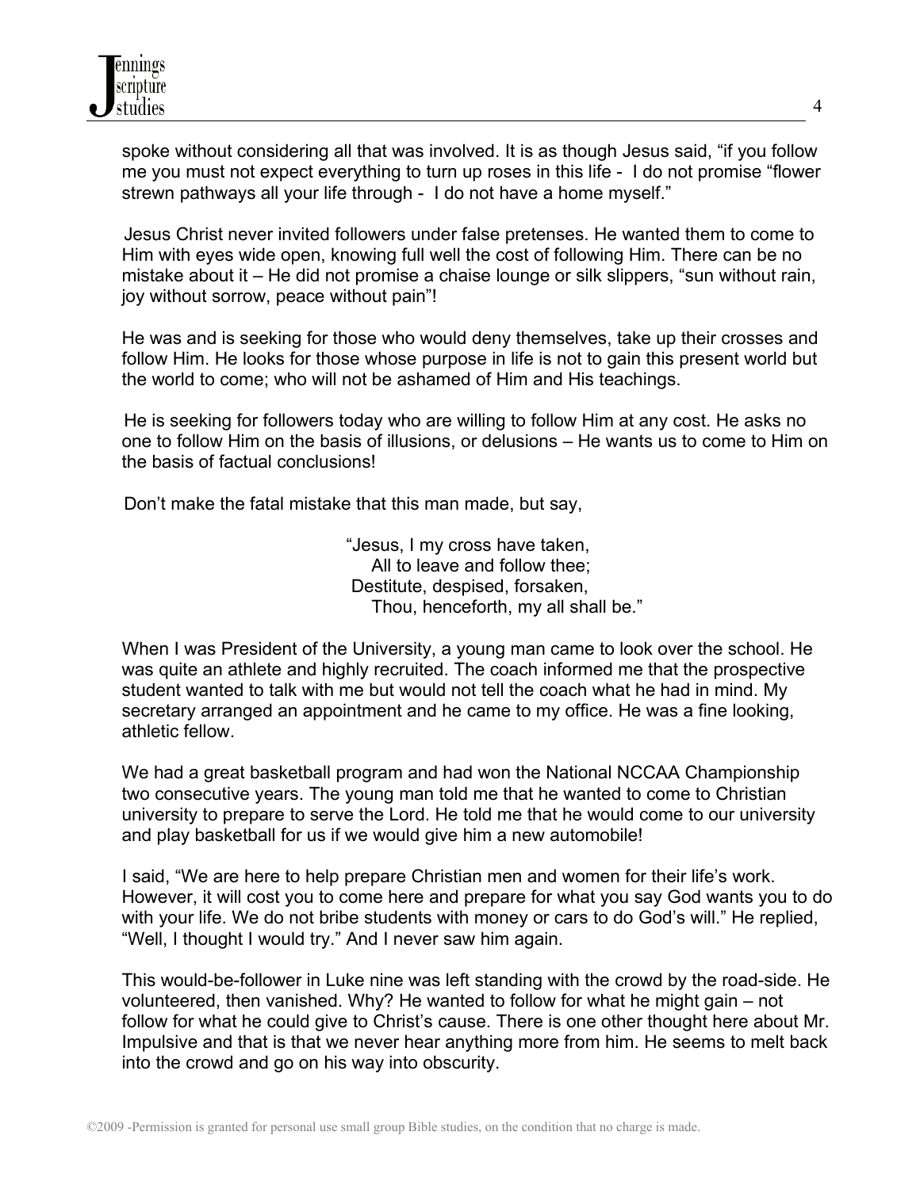spoke without considering all that was involved. It is as though Jesus said, "if you follow me you must not expect everything to turn up roses in this life - I do not promise "flower strewn pathways all your life through - I do not have a home myself."

Jesus Christ never invited followers under false pretenses. He wanted them to come to Him with eyes wide open, knowing full well the cost of following Him. There can be no mistake about it – He did not promise a chaise lounge or silk slippers, "sun without rain, joy without sorrow, peace without pain"!

He was and is seeking for those who would deny themselves, take up their crosses and follow Him. He looks for those whose purpose in life is not to gain this present world but the world to come; who will not be ashamed of Him and His teachings.

He is seeking for followers today who are willing to follow Him at any cost. He asks no one to follow Him on the basis of illusions, or delusions – He wants us to come to Him on the basis of factual conclusions!

Don't make the fatal mistake that this man made, but say,

> "Jesus, I my cross have taken,
> All to leave and follow thee;
> Destitute, despised, forsaken,
> Thou, henceforth, my all shall be."

When I was President of the University, a young man came to look over the school. He was quite an athlete and highly recruited. The coach informed me that the prospective student wanted to talk with me but would not tell the coach what he had in mind. My secretary arranged an appointment and he came to my office. He was a fine looking, athletic fellow.

We had a great basketball program and had won the National NCCAA Championship two consecutive years. The young man told me that he wanted to come to Christian university to prepare to serve the Lord. He told me that he would come to our university and play basketball for us if we would give him a new automobile!

I said, "We are here to help prepare Christian men and women for their life's work. However, it will cost you to come here and prepare for what you say God wants you to do with your life. We do not bribe students with money or cars to do God's will." He replied, "Well, I thought I would try." And I never saw him again.

This would-be-follower in Luke nine was left standing with the crowd by the road-side. He volunteered, then vanished. Why? He wanted to follow for what he might gain – not follow for what he could give to Christ's cause. There is one other thought here about Mr. Impulsive and that is that we never hear anything more from him. He seems to melt back into the crowd and go on his way into obscurity.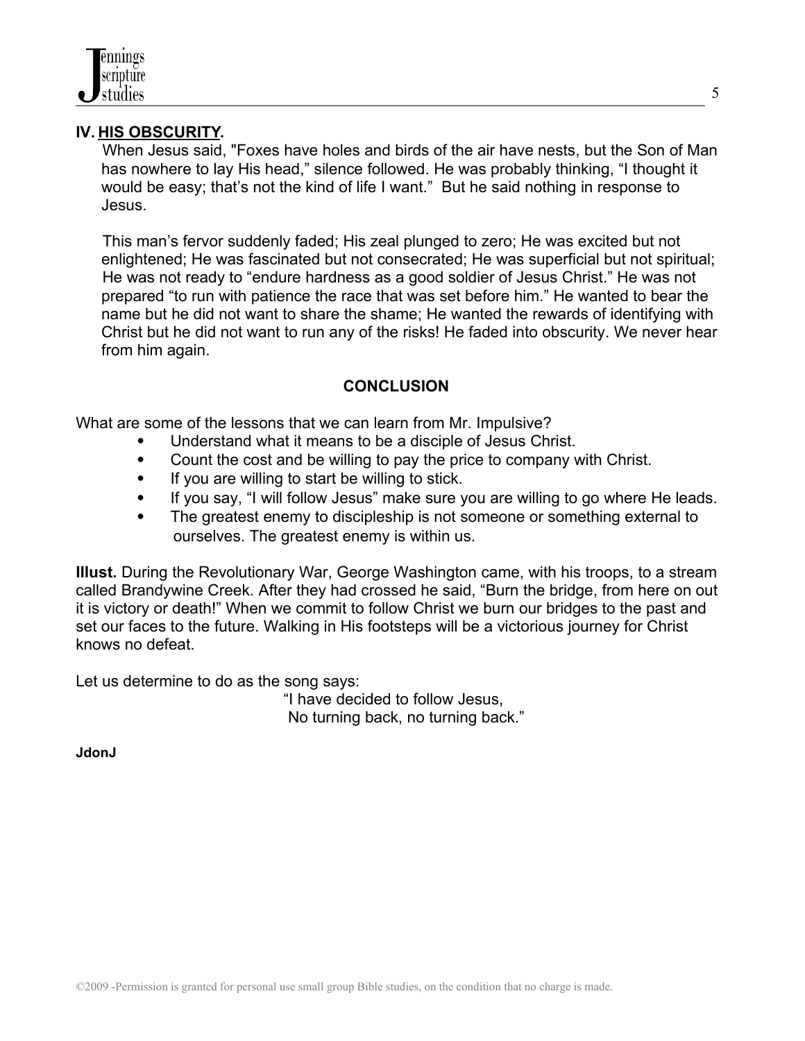## IV. HIS OBSCURITY.

When Jesus said, "Foxes have holes and birds of the air have nests, but the Son of Man has nowhere to lay His head," silence followed. He was probably thinking, "I thought it would be easy; that's not the kind of life I want." But he said nothing in response to Jesus.

This man's fervor suddenly faded; His zeal plunged to zero; He was excited but not enlightened; He was fascinated but not consecrated; He was superficial but not spiritual; He was not ready to "endure hardness as a good soldier of Jesus Christ." He was not prepared "to run with patience the race that was set before him." He wanted to bear the name but he did not want to share the shame; He wanted the rewards of identifying with Christ but he did not want to run any of the risks! He faded into obscurity. We never hear from him again.

### CONCLUSION

What are some of the lessons that we can learn from Mr. Impulsive?

- Understand what it means to be a disciple of Jesus Christ.
- Count the cost and be willing to pay the price to company with Christ.
- If you are willing to start be willing to stick.
- If you say, "I will follow Jesus" make sure you are willing to go where He leads.
- The greatest enemy to discipleship is not someone or something external to ourselves. The greatest enemy is within us.

**Illust.** During the Revolutionary War, George Washington came, with his troops, to a stream called Brandywine Creek. After they had crossed he said, "Burn the bridge, from here on out it is victory or death!" When we commit to follow Christ we burn our bridges to the past and set our faces to the future. Walking in His footsteps will be a victorious journey for Christ knows no defeat.

Let us determine to do as the song says:

"I have decided to follow Jesus,
No turning back, no turning back."

**JdonJ**

©2009 -Permission is granted for personal use small group Bible studies, on the condition that no charge is made.